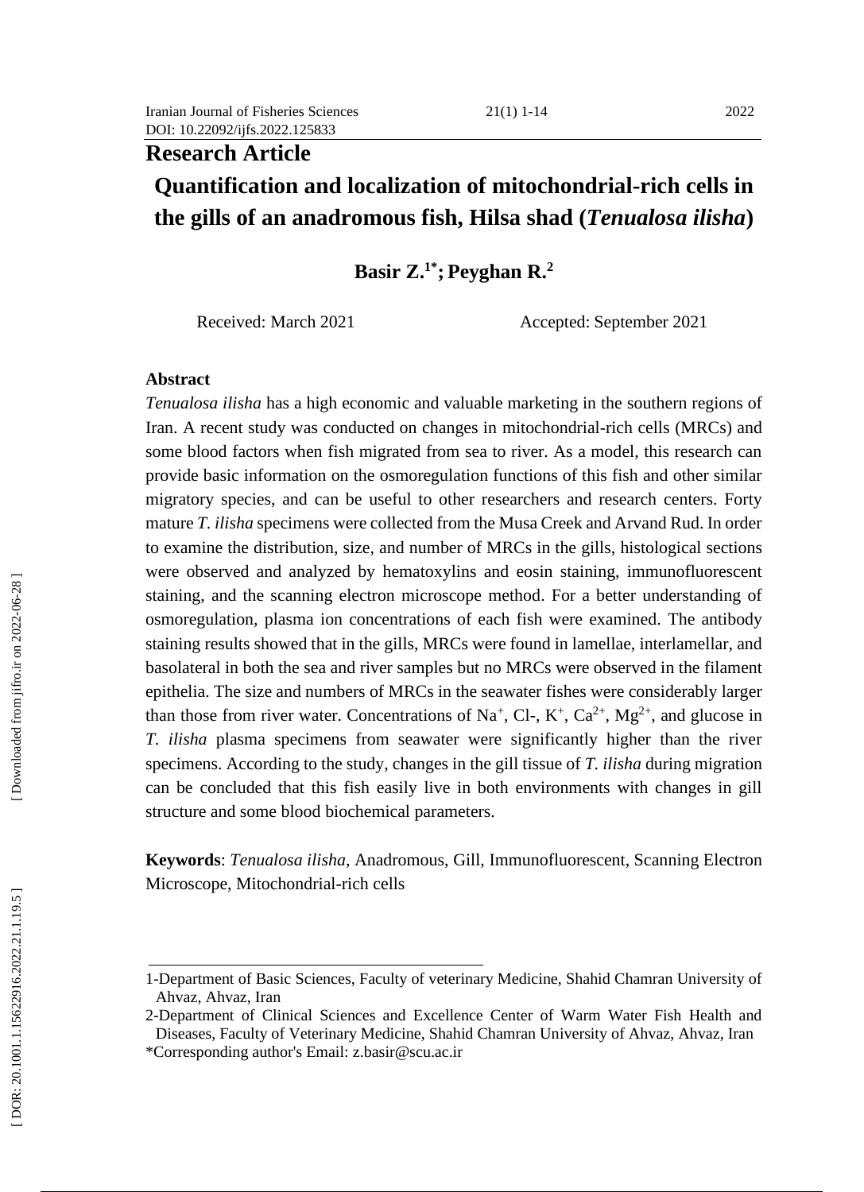## Research Article

# Quantification and localization of mitochondrial-rich cells in the gills of an anadromous fish, Hilsa shad (*Tenualosa ilisha*)

**Basir Z.[1*]; Peyghan R.[2]**

Received: March 2021 Accepted: September 2021

### Abstract

*Tenualosa ilisha* has a high economic and valuable marketing in the southern regions of Iran. A recent study was conducted on changes in mitochondrial-rich cells (MRCs) and some blood factors when fish migrated from sea to river. As a model, this research can provide basic information on the osmoregulation functions of this fish and other similar migratory species, and can be useful to other researchers and research centers. Forty mature *T. ilisha* specimens were collected from the Musa Creek and Arvand Rud. In order to examine the distribution, size, and number of MRCs in the gills, histological sections were observed and analyzed by hematoxylins and eosin staining, immunofluorescent staining, and the scanning electron microscope method. For a better understanding of osmoregulation, plasma ion concentrations of each fish were examined. The antibody staining results showed that in the gills, MRCs were found in lamellae, interlamellar, and basolateral in both the sea and river samples but no MRCs were observed in the filament epithelia. The size and numbers of MRCs in the seawater fishes were considerably larger than those from river water. Concentrations of $Na^+$, Cl-, $K^+$, $Ca^{2+}$, $Mg^{2+}$, and glucose in *T. ilisha* plasma specimens from seawater were significantly higher than the river specimens. According to the study, changes in the gill tissue of *T. ilisha* during migration can be concluded that this fish easily live in both environments with changes in gill structure and some blood biochemical parameters.

**Keywords**: *Tenualosa ilisha*, Anadromous, Gill, Immunofluorescent, Scanning Electron Microscope, Mitochondrial-rich cells

---

1-Department of Basic Sciences, Faculty of veterinary Medicine, Shahid Chamran University of Ahvaz, Ahvaz, Iran

2-Department of Clinical Sciences and Excellence Center of Warm Water Fish Health and Diseases, Faculty of Veterinary Medicine, Shahid Chamran University of Ahvaz, Ahvaz, Iran

*Corresponding author's Email: z.basir@scu.ac.ir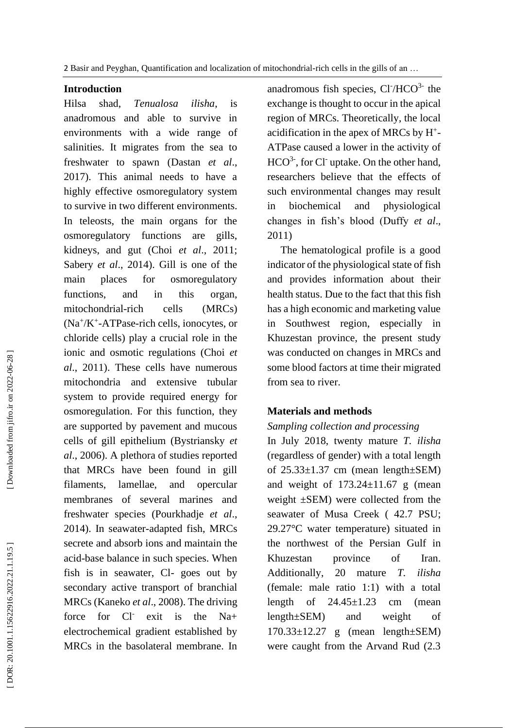## Introduction

Hilsa shad, *Tenualosa ilisha*, is anadromous and able to survive in environments with a wide range of salinities. It migrates from the sea to freshwater to spawn (Dastan *et al*., 2017). This animal needs to have a highly effective osmoregulatory system to survive in two different environments. In teleosts, the main organs for the osmoregulatory functions are gills, kidneys, and gut (Choi *et al*., 2011; Sabery *et al*., 2014). Gill is one of the main places for osmoregulatory functions, and in this organ, mitochondrial-rich cells (MRCs) ($Na^+/K^+$-ATPase-rich cells, ionocytes, or chloride cells) play a crucial role in the ionic and osmotic regulations (Choi *et al*., 2011). These cells have numerous mitochondria and extensive tubular system to provide required energy for osmoregulation. For this function, they are supported by pavement and mucous cells of gill epithelium (Bystriansky *et al*., 2006). A plethora of studies reported that MRCs have been found in gill filaments, lamellae, and opercular membranes of several marines and freshwater species (Pourkhadje *et al*., 2014). In seawater-adapted fish, MRCs secrete and absorb ions and maintain the acid-base balance in such species. When fish is in seawater, Cl- goes out by secondary active transport of branchial MRCs (Kaneko *et al*., 2008). The driving force for $Cl^-$ exit is the Na+ electrochemical gradient established by MRCs in the basolateral membrane. In anadromous fish species, $Cl^-/HCO^{3-}$ the exchange is thought to occur in the apical region of MRCs. Theoretically, the local acidification in the apex of MRCs by $H^+$-ATPase caused a lower in the activity of $HCO^{3-}$, for $Cl^-$ uptake. On the other hand, researchers believe that the effects of such environmental changes may result in biochemical and physiological changes in fish's blood (Duffy *et al*., 2011)

The hematological profile is a good indicator of the physiological state of fish and provides information about their health status. Due to the fact that this fish has a high economic and marketing value in Southwest region, especially in Khuzestan province, the present study was conducted on changes in MRCs and some blood factors at time their migrated from sea to river.

## Materials and methods

*Sampling collection and processing*

In July 2018, twenty mature *T. ilisha* (regardless of gender) with a total length of 25.33±1.37 cm (mean length±SEM) and weight of 173.24±11.67 g (mean weight ±SEM) were collected from the seawater of Musa Creek ( 42.7 PSU; 29.27°C water temperature) situated in the northwest of the Persian Gulf in Khuzestan province of Iran. Additionally, 20 mature *T. ilisha* (female: male ratio 1:1) with a total length of 24.45±1.23 cm (mean length±SEM) and weight of 170.33±12.27 g (mean length±SEM) were caught from the Arvand Rud (2.3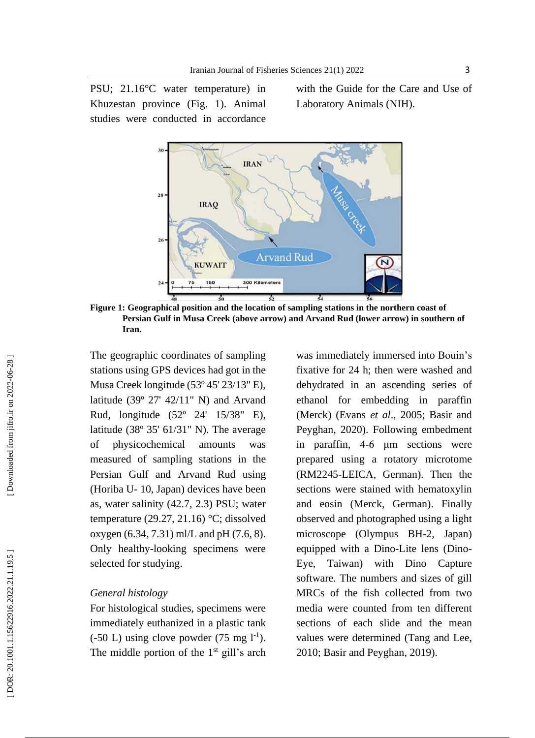PSU; 21.16°C water temperature) in Khuzestan province (Fig. 1). Animal studies were conducted in accordance with the Guide for the Care and Use of Laboratory Animals (NIH).

**Figure 1: Geographical position and the location of sampling stations in the northern coast of Persian Gulf in Musa Creek (above arrow) and Arvand Rud (lower arrow) in southern of Iran.**

The geographic coordinates of sampling stations using GPS devices had got in the Musa Creek longitude (53º 45' 23/13" E), latitude (39º 27' 42/11" N) and Arvand Rud, longitude (52º 24' 15/38" E), latitude (38º 35' 61/31" N). The average of physicochemical amounts was measured of sampling stations in the Persian Gulf and Arvand Rud using (Horiba U- 10, Japan) devices have been as, water salinity (42.7, 2.3) PSU; water temperature (29.27, 21.16) °C; dissolved oxygen (6.34, 7.31) ml/L and pH (7.6, 8). Only healthy-looking specimens were selected for studying.

*General histology*

For histological studies, specimens were immediately euthanized in a plastic tank (-50 L) using clove powder (75 mg $l^{-1}$). The middle portion of the 1st gill's arch was immediately immersed into Bouin's fixative for 24 h; then were washed and dehydrated in an ascending series of ethanol for embedding in paraffin (Merck) (Evans *et al*., 2005; Basir and Peyghan, 2020). Following embedment in paraffin, 4-6 μm sections were prepared using a rotatory microtome (RM2245-LEICA, German). Then the sections were stained with hematoxylin and eosin (Merck, German). Finally observed and photographed using a light microscope (Olympus BH-2, Japan) equipped with a Dino-Lite lens (Dino-Eye, Taiwan) with Dino Capture software. The numbers and sizes of gill MRCs of the fish collected from two media were counted from ten different sections of each slide and the mean values were determined (Tang and Lee, 2010; Basir and Peyghan, 2019).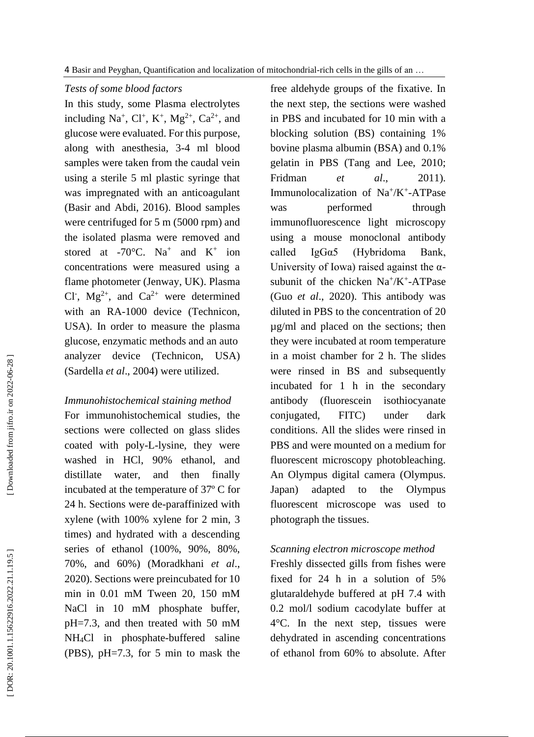*Tests of some blood factors*

In this study, some Plasma electrolytes including $Na^+$, $Cl^+$, $K^+$, $Mg^{2+}$, $Ca^{2+}$, and glucose were evaluated. For this purpose, along with anesthesia, 3-4 ml blood samples were taken from the caudal vein using a sterile 5 ml plastic syringe that was impregnated with an anticoagulant (Basir and Abdi, 2016). Blood samples were centrifuged for 5 m (5000 rpm) and the isolated plasma were removed and stored at -70°C. $Na^+$ and $K^+$ ion concentrations were measured using a flame photometer (Jenway, UK). Plasma $Cl^-$, $Mg^{2+}$, and $Ca^{2+}$ were determined with an RA-1000 device (Technicon, USA). In order to measure the plasma glucose, enzymatic methods and an auto analyzer device (Technicon, USA) (Sardella *et al*., 2004) were utilized.

*Immunohistochemical staining method*

For immunohistochemical studies, the sections were collected on glass slides coated with poly-L-lysine, they were washed in HCl, 90% ethanol, and distillate water, and then finally incubated at the temperature of 37º C for 24 h. Sections were de-paraffinized with xylene (with 100% xylene for 2 min, 3 times) and hydrated with a descending series of ethanol (100%, 90%, 80%, 70%, and 60%) (Moradkhani *et al*., 2020). Sections were preincubated for 10 min in 0.01 mM Tween 20, 150 mM NaCl in 10 mM phosphate buffer, pH=7.3, and then treated with 50 mM $NH_4Cl$ in phosphate-buffered saline (PBS), pH=7.3, for 5 min to mask the free aldehyde groups of the fixative. In the next step, the sections were washed in PBS and incubated for 10 min with a blocking solution (BS) containing 1% bovine plasma albumin (BSA) and 0.1% gelatin in PBS (Tang and Lee, 2010; Fridman *et al*., 2011). Immunolocalization of $Na^+/K^+$-ATPase was performed through immunofluorescence light microscopy using a mouse monoclonal antibody called IgGα5 (Hybridoma Bank, University of Iowa) raised against the α-subunit of the chicken $Na^+/K^+$-ATPase (Guo *et al*., 2020). This antibody was diluted in PBS to the concentration of 20 µg/ml and placed on the sections; then they were incubated at room temperature in a moist chamber for 2 h. The slides were rinsed in BS and subsequently incubated for 1 h in the secondary antibody (fluorescein isothiocyanate conjugated, FITC) under dark conditions. All the slides were rinsed in PBS and were mounted on a medium for fluorescent microscopy photobleaching. An Olympus digital camera (Olympus. Japan) adapted to the Olympus fluorescent microscope was used to photograph the tissues.

*Scanning electron microscope method*

Freshly dissected gills from fishes were fixed for 24 h in a solution of 5% glutaraldehyde buffered at pH 7.4 with 0.2 mol/l sodium cacodylate buffer at 4°C. In the next step, tissues were dehydrated in ascending concentrations of ethanol from 60% to absolute. After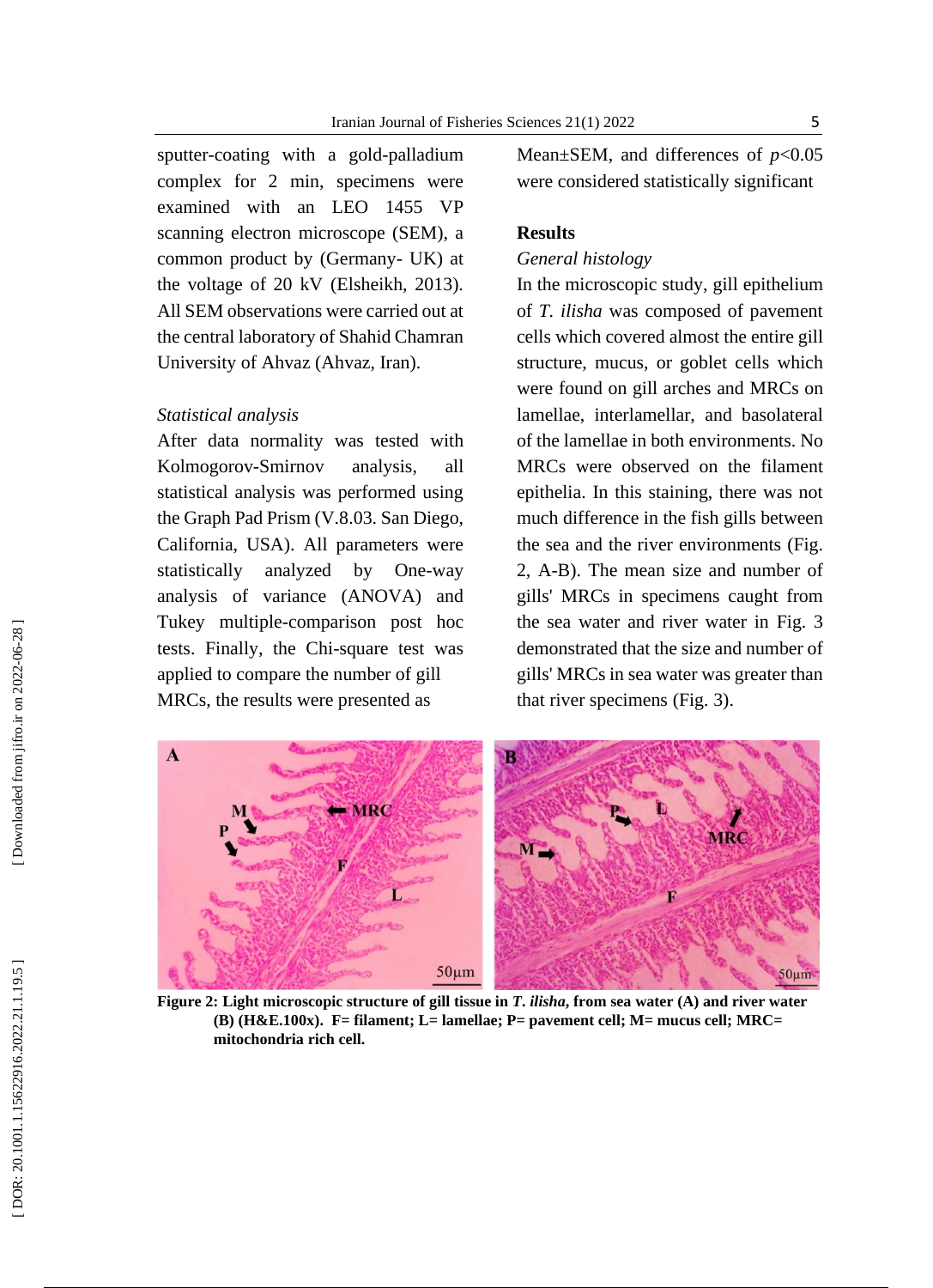sputter-coating with a gold-palladium complex for 2 min, specimens were examined with an LEO 1455 VP scanning electron microscope (SEM), a common product by (Germany- UK) at the voltage of 20 kV (Elsheikh, 2013). All SEM observations were carried out at the central laboratory of Shahid Chamran University of Ahvaz (Ahvaz, Iran).

*Statistical analysis*

After data normality was tested with Kolmogorov-Smirnov analysis, all statistical analysis was performed using the Graph Pad Prism (V.8.03. San Diego, California, USA). All parameters were statistically analyzed by One-way analysis of variance (ANOVA) and Tukey multiple-comparison post hoc tests. Finally, the Chi-square test was applied to compare the number of gill MRCs, the results were presented as Mean±SEM, and differences of $p<0.05$ were considered statistically significant

## Results

*General histology*

In the microscopic study, gill epithelium of *T. ilisha* was composed of pavement cells which covered almost the entire gill structure, mucus, or goblet cells which were found on gill arches and MRCs on lamellae, interlamellar, and basolateral of the lamellae in both environments. No MRCs were observed on the filament epithelia. In this staining, there was not much difference in the fish gills between the sea and the river environments (Fig. 2, A-B). The mean size and number of gills' MRCs in specimens caught from the sea water and river water in Fig. 3 demonstrated that the size and number of gills' MRCs in sea water was greater than that river specimens (Fig. 3).

A
M
P
MRC
F
L
50µm

B
P
L
M
MRC
F
50µm

**Figure 2: Light microscopic structure of gill tissue in *T. ilisha*, from sea water (A) and river water (B) (H&E.100x). F= filament; L= lamellae; P= pavement cell; M= mucus cell; MRC= mitochondria rich cell.**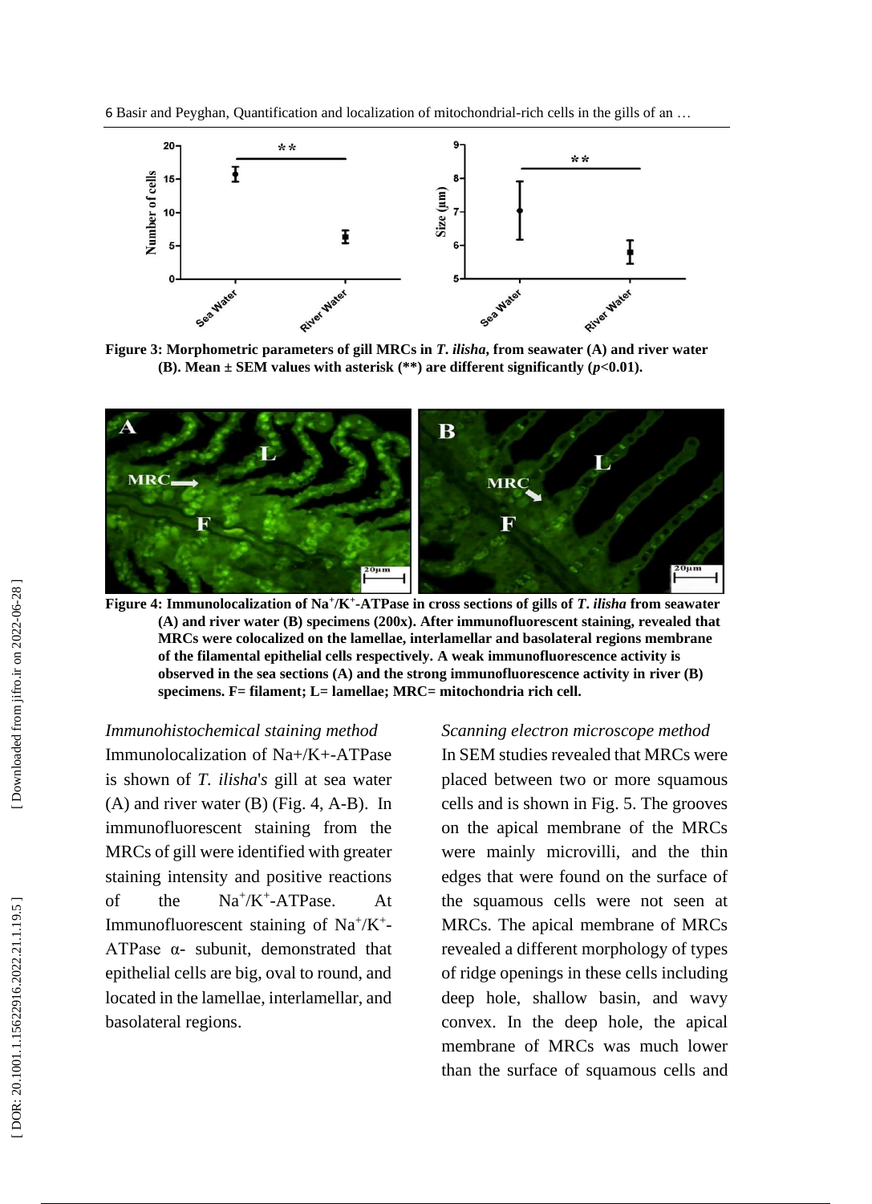20
15
10
5
0
Number of cells
Sea Water
River Water
* *

9
8
7
6
5
Size (µm)
Sea Water
River Water
* *

**Figure 3: Morphometric parameters of gill MRCs in *T. ilisha*, from seawater (A) and river water (B). Mean ± SEM values with asterisk (**) are different significantly ($p$<0.01).**

A
L
MRC
F
20µm

B
L
MRC
F
20µm

**Figure 4: Immunolocalization of $Na^+/K^+$-ATPase in cross sections of gills of *T. ilisha* from seawater (A) and river water (B) specimens (200x). After immunofluorescent staining, revealed that MRCs were colocalized on the lamellae, interlamellar and basolateral regions membrane of the filamental epithelial cells respectively. A weak immunofluorescence activity is observed in the sea sections (A) and the strong immunofluorescence activity in river (B) specimens. F= filament; L= lamellae; MRC= mitochondria rich cell.**

*Immunohistochemical staining method*

Immunolocalization of Na+/K+-ATPase is shown of *T. ilisha's* gill at sea water (A) and river water (B) (Fig. 4, A-B). In immunofluorescent staining from the MRCs of gill were identified with greater staining intensity and positive reactions of the $Na^+/K^+$-ATPase. At Immunofluorescent staining of $Na^+/K^+$-ATPase α- subunit, demonstrated that epithelial cells are big, oval to round, and located in the lamellae, interlamellar, and basolateral regions.

*Scanning electron microscope method*

In SEM studies revealed that MRCs were placed between two or more squamous cells and is shown in Fig. 5. The grooves on the apical membrane of the MRCs were mainly microvilli, and the thin edges that were found on the surface of the squamous cells were not seen at MRCs. The apical membrane of MRCs revealed a different morphology of types of ridge openings in these cells including deep hole, shallow basin, and wavy convex. In the deep hole, the apical membrane of MRCs was much lower than the surface of squamous cells and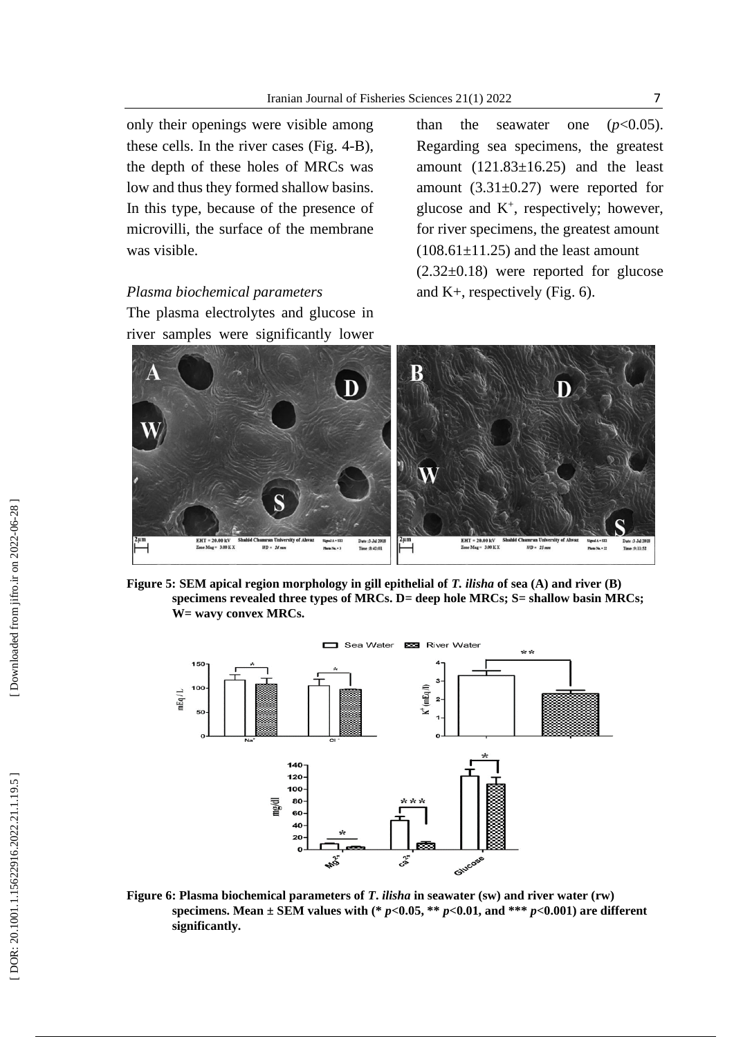only their openings were visible among these cells. In the river cases (Fig. 4-B), the depth of these holes of MRCs was low and thus they formed shallow basins. In this type, because of the presence of microvilli, the surface of the membrane was visible.

*Plasma biochemical parameters*

The plasma electrolytes and glucose in river samples were significantly lower than the seawater one ($p<0.05$). Regarding sea specimens, the greatest amount (121.83±16.25) and the least amount (3.31±0.27) were reported for glucose and $K^+$, respectively; however, for river specimens, the greatest amount (108.61±11.25) and the least amount (2.32±0.18) were reported for glucose and K+, respectively (Fig. 6).

A
D
W
S
B
D
W
S

**Figure 5: SEM apical region morphology in gill epithelial of *T. ilisha* of sea (A) and river (B) specimens revealed three types of MRCs. D= deep hole MRCs; S= shallow basin MRCs; W= wavy convex MRCs.**

Sea Water
River Water
mEq / L
$Na^+$
$Cl^-$
$K^+$ (mEq/l)
mg/dl
$Mg^{2+}$
$Ca^{2+}$
Glucose

**Figure 6: Plasma biochemical parameters of *T. ilisha* in seawater (sw) and river water (rw) specimens. Mean ± SEM values with (* $p<0.05$, ** $p<0.01$, and *** $p<0.001$) are different significantly.**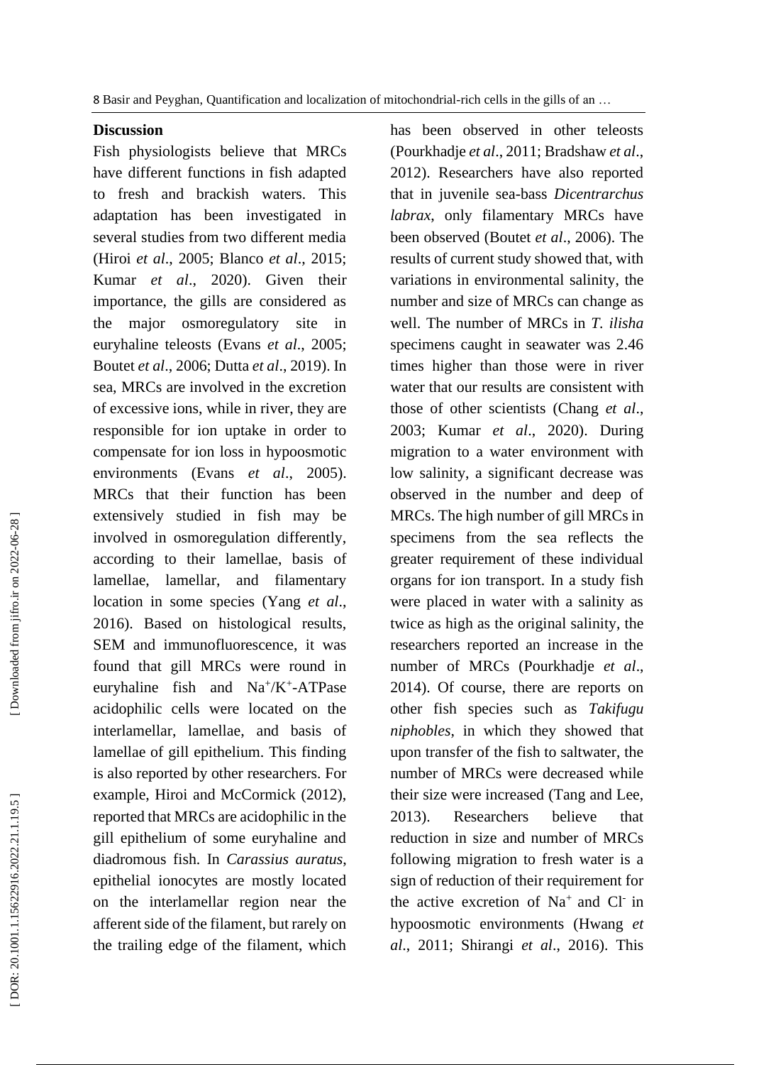## Discussion

Fish physiologists believe that MRCs have different functions in fish adapted to fresh and brackish waters. This adaptation has been investigated in several studies from two different media (Hiroi *et al*., 2005; Blanco *et al*., 2015; Kumar *et al*., 2020). Given their importance, the gills are considered as the major osmoregulatory site in euryhaline teleosts (Evans *et al*., 2005; Boutet *et al*., 2006; Dutta *et al*., 2019). In sea, MRCs are involved in the excretion of excessive ions, while in river, they are responsible for ion uptake in order to compensate for ion loss in hypoosmotic environments (Evans *et al*., 2005). MRCs that their function has been extensively studied in fish may be involved in osmoregulation differently, according to their lamellae, basis of lamellae, lamellar, and filamentary location in some species (Yang *et al*., 2016). Based on histological results, SEM and immunofluorescence, it was found that gill MRCs were round in euryhaline fish and $Na^+/K^+$-ATPase acidophilic cells were located on the interlamellar, lamellae, and basis of lamellae of gill epithelium. This finding is also reported by other researchers. For example, Hiroi and McCormick (2012), reported that MRCs are acidophilic in the gill epithelium of some euryhaline and diadromous fish. In *Carassius auratus*, epithelial ionocytes are mostly located on the interlamellar region near the afferent side of the filament, but rarely on the trailing edge of the filament, which has been observed in other teleosts (Pourkhadje *et al*., 2011; Bradshaw *et al*., 2012). Researchers have also reported that in juvenile sea-bass *Dicentrarchus labrax*, only filamentary MRCs have been observed (Boutet *et al*., 2006). The results of current study showed that, with variations in environmental salinity, the number and size of MRCs can change as well. The number of MRCs in *T. ilisha* specimens caught in seawater was 2.46 times higher than those were in river water that our results are consistent with those of other scientists (Chang *et al*., 2003; Kumar *et al*., 2020). During migration to a water environment with low salinity, a significant decrease was observed in the number and deep of MRCs. The high number of gill MRCs in specimens from the sea reflects the greater requirement of these individual organs for ion transport. In a study fish were placed in water with a salinity as twice as high as the original salinity, the researchers reported an increase in the number of MRCs (Pourkhadje *et al*., 2014). Of course, there are reports on other fish species such as *Takifugu niphobles*, in which they showed that upon transfer of the fish to saltwater, the number of MRCs were decreased while their size were increased (Tang and Lee, 2013). Researchers believe that reduction in size and number of MRCs following migration to fresh water is a sign of reduction of their requirement for the active excretion of $Na^+$ and $Cl^-$ in hypoosmotic environments (Hwang *et al*., 2011; Shirangi *et al*., 2016). This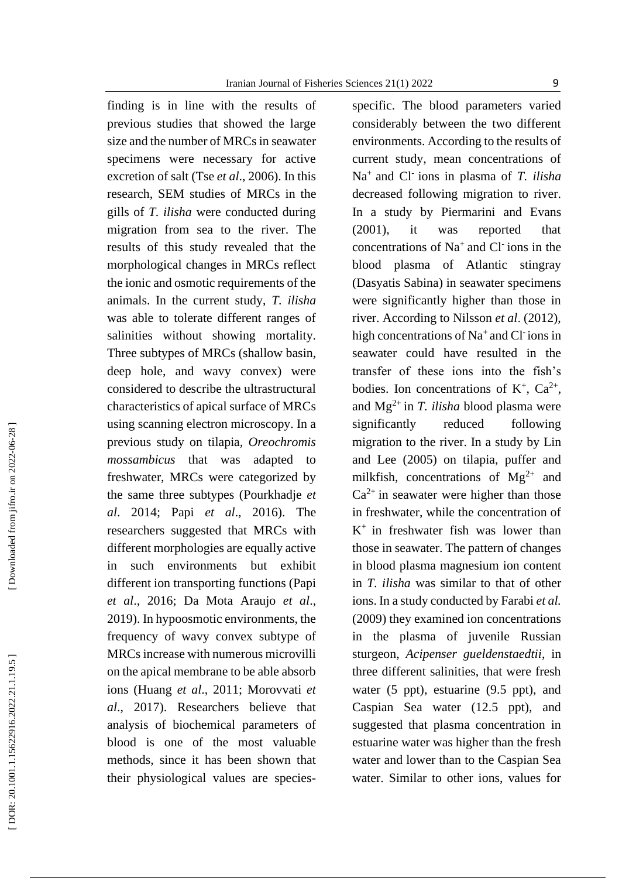finding is in line with the results of previous studies that showed the large size and the number of MRCs in seawater specimens were necessary for active excretion of salt (Tse *et al*., 2006). In this research, SEM studies of MRCs in the gills of *T. ilisha* were conducted during migration from sea to the river. The results of this study revealed that the morphological changes in MRCs reflect the ionic and osmotic requirements of the animals. In the current study, *T. ilisha* was able to tolerate different ranges of salinities without showing mortality. Three subtypes of MRCs (shallow basin, deep hole, and wavy convex) were considered to describe the ultrastructural characteristics of apical surface of MRCs using scanning electron microscopy. In a previous study on tilapia, *Oreochromis mossambicus* that was adapted to freshwater, MRCs were categorized by the same three subtypes (Pourkhadje *et al.* 2014; Papi *et al*., 2016). The researchers suggested that MRCs with different morphologies are equally active in such environments but exhibit different ion transporting functions (Papi *et al*., 2016; Da Mota Araujo *et al*., 2019). In hypoosmotic environments, the frequency of wavy convex subtype of MRCs increase with numerous microvilli on the apical membrane to be able absorb ions (Huang *et al*., 2011; Morovvati *et al*., 2017). Researchers believe that analysis of biochemical parameters of blood is one of the most valuable methods, since it has been shown that their physiological values are species-specific. The blood parameters varied considerably between the two different environments. According to the results of current study, mean concentrations of $Na^+$ and $Cl^-$ ions in plasma of *T. ilisha* decreased following migration to river. In a study by Piermarini and Evans (2001), it was reported that concentrations of $Na^+$ and $Cl^-$ ions in the blood plasma of Atlantic stingray (Dasyatis Sabina) in seawater specimens were significantly higher than those in river. According to Nilsson *et al*. (2012), high concentrations of $Na^+$ and $Cl^-$ ions in seawater could have resulted in the transfer of these ions into the fish's bodies. Ion concentrations of $K^+$, $Ca^{2+}$, and $Mg^{2+}$ in *T. ilisha* blood plasma were significantly reduced following migration to the river. In a study by Lin and Lee (2005) on tilapia, puffer and milkfish, concentrations of $Mg^{2+}$ and $Ca^{2+}$ in seawater were higher than those in freshwater, while the concentration of $K^+$ in freshwater fish was lower than those in seawater. The pattern of changes in blood plasma magnesium ion content in *T. ilisha* was similar to that of other ions. In a study conducted by Farabi *et al.* (2009) they examined ion concentrations in the plasma of juvenile Russian sturgeon, *Acipenser gueldenstaedtii*, in three different salinities, that were fresh water (5 ppt), estuarine (9.5 ppt), and Caspian Sea water (12.5 ppt), and suggested that plasma concentration in estuarine water was higher than the fresh water and lower than to the Caspian Sea water. Similar to other ions, values for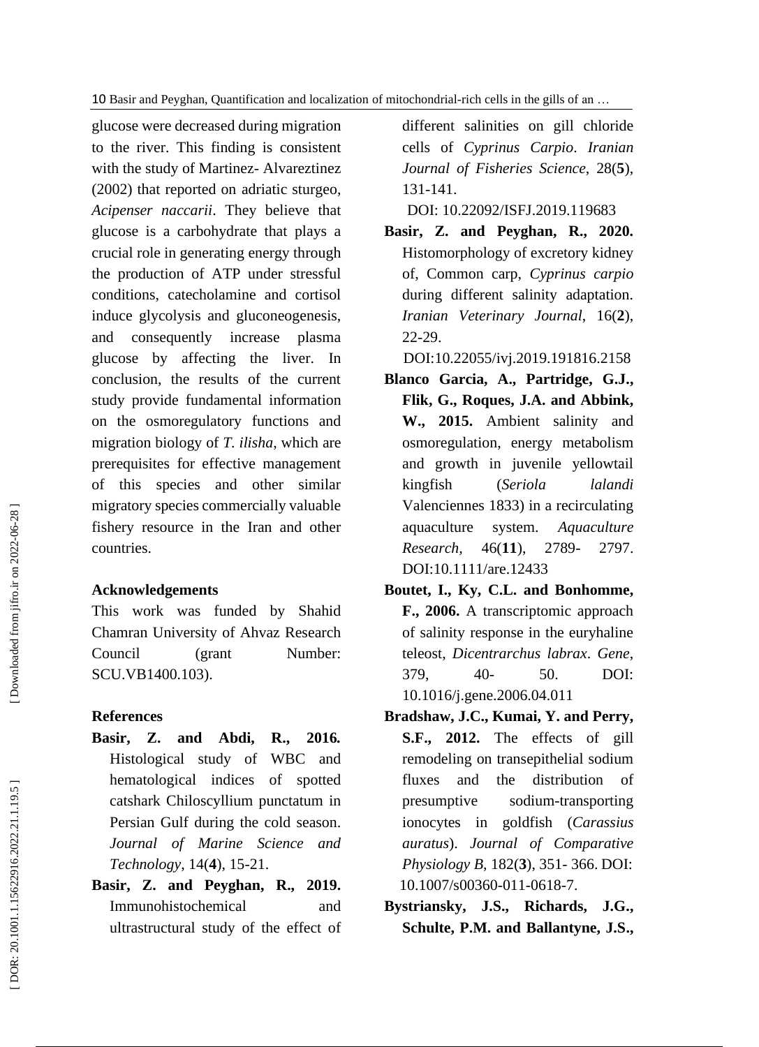glucose were decreased during migration to the river. This finding is consistent with the study of Martinez- Alvareztinez (2002) that reported on adriatic sturgeo, *Acipenser naccarii*. They believe that glucose is a carbohydrate that plays a crucial role in generating energy through the production of ATP under stressful conditions, catecholamine and cortisol induce glycolysis and gluconeogenesis, and consequently increase plasma glucose by affecting the liver. In conclusion, the results of the current study provide fundamental information on the osmoregulatory functions and migration biology of *T. ilisha*, which are prerequisites for effective management of this species and other similar migratory species commercially valuable fishery resource in the Iran and other countries.

#### Acknowledgements

This work was funded by Shahid Chamran University of Ahvaz Research Council (grant Number: SCU.VB1400.103).

#### References

**Basir, Z. and Abdi, R., 2016.** Histological study of WBC and hematological indices of spotted catshark Chiloscyllium punctatum in Persian Gulf during the cold season. *Journal of Marine Science and Technology*, 14(**4**), 15-21.

**Basir, Z. and Peyghan, R., 2019.** Immunohistochemical and ultrastructural study of the effect of different salinities on gill chloride cells of *Cyprinus Carpio*. *Iranian Journal of Fisheries Science*, 28(**5**), 131-141. DOI: 10.22092/ISFJ.2019.119683

**Basir, Z. and Peyghan, R., 2020.** Histomorphology of excretory kidney of, Common carp, *Cyprinus carpio* during different salinity adaptation. *Iranian Veterinary Journal*, 16(**2**), 22-29. DOI:10.22055/ivj.2019.191816.2158

**Blanco Garcia, A., Partridge, G.J., Flik, G., Roques, J.A. and Abbink, W., 2015.** Ambient salinity and osmoregulation, energy metabolism and growth in juvenile yellowtail kingfish (*Seriola lalandi* Valenciennes 1833) in a recirculating aquaculture system. *Aquaculture Research,* 46(**11**), 2789- 2797. DOI:10.1111/are.12433

**Boutet, I., Ky, C.L. and Bonhomme, F., 2006.** A transcriptomic approach of salinity response in the euryhaline teleost, *Dicentrarchus labrax*. *Gene*, 379, 40- 50. DOI: 10.1016/j.gene.2006.04.011

**Bradshaw, J.C., Kumai, Y. and Perry, S.F., 2012.** The effects of gill remodeling on transepithelial sodium fluxes and the distribution of presumptive sodium-transporting ionocytes in goldfish (*Carassius auratus*). *Journal of Comparative Physiology B*, 182(**3**), 351- 366. DOI: 10.1007/s00360-011-0618-7.

**Bystriansky, J.S., Richards, J.G., Schulte, P.M. and Ballantyne, J.S.,**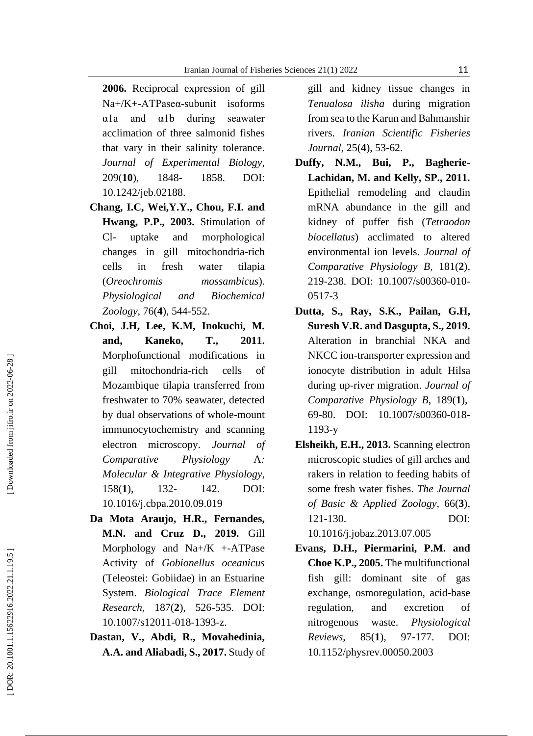**2006.** Reciprocal expression of gill Na+/K+-ATPaseα-subunit isoforms α1a and α1b during seawater acclimation of three salmonid fishes that vary in their salinity tolerance. *Journal of Experimental Biology*, 209(**10**), 1848- 1858. DOI: 10.1242/jeb.02188.

**Chang, I.C, Wei,Y.Y., Chou, F.I. and Hwang, P.P., 2003.** Stimulation of Cl- uptake and morphological changes in gill mitochondria-rich cells in fresh water tilapia (*Oreochromis mossambicus*). *Physiological and Biochemical Zoology*, 76(**4**), 544-552.

**Choi, J.H, Lee, K.M, Inokuchi, M. and, Kaneko, T., 2011.** Morphofunctional modifications in gill mitochondria-rich cells of Mozambique tilapia transferred from freshwater to 70% seawater, detected by dual observations of whole-mount immunocytochemistry and scanning electron microscopy. *Journal of Comparative Physiology* A*: Molecular & Integrative Physiology*, 158(**1**), 132- 142. DOI: 10.1016/j.cbpa.2010.09.019

**Da Mota Araujo, H.R., Fernandes, M.N. and Cruz D., 2019.** Gill Morphology and Na+/K +-ATPase Activity of *Gobionellus oceanicus* (Teleostei: Gobiidae) in an Estuarine System. *Biological Trace Element Research*, 187(**2**), 526-535. DOI: 10.1007/s12011-018-1393-z.

**Dastan, V., Abdi, R., Movahedinia, A.A. and Aliabadi, S., 2017.** Study of gill and kidney tissue changes in *Tenualosa ilisha* during migration from sea to the Karun and Bahmanshir rivers. *Iranian Scientific Fisheries Journal*, 25(**4**), 53-62.

**Duffy, N.M., Bui, P., Bagherie-Lachidan, M. and Kelly, SP., 2011.** Epithelial remodeling and claudin mRNA abundance in the gill and kidney of puffer fish (*Tetraodon biocellatus*) acclimated to altered environmental ion levels. *Journal of Comparative Physiology B*, 181(**2**), 219-238. DOI: 10.1007/s00360-010-0517-3

**Dutta, S., Ray, S.K., Pailan, G.H, Suresh V.R. and Dasgupta, S., 2019.** Alteration in branchial NKA and NKCC ion-transporter expression and ionocyte distribution in adult Hilsa during up-river migration. *Journal of Comparative Physiology B*, 189(**1**), 69-80. DOI: 10.1007/s00360-018-1193-y

**Elsheikh, E.H., 2013.** Scanning electron microscopic studies of gill arches and rakers in relation to feeding habits of some fresh water fishes. *The Journal of Basic & Applied Zoology*, 66(**3**), 121-130. DOI: 10.1016/j.jobaz.2013.07.005

**Evans, D.H., Piermarini, P.M. and Choe K.P., 2005.** The multifunctional fish gill: dominant site of gas exchange, osmoregulation, acid-base regulation, and excretion of nitrogenous waste. *Physiological Reviews*, 85(**1**), 97-177. DOI: 10.1152/physrev.00050.2003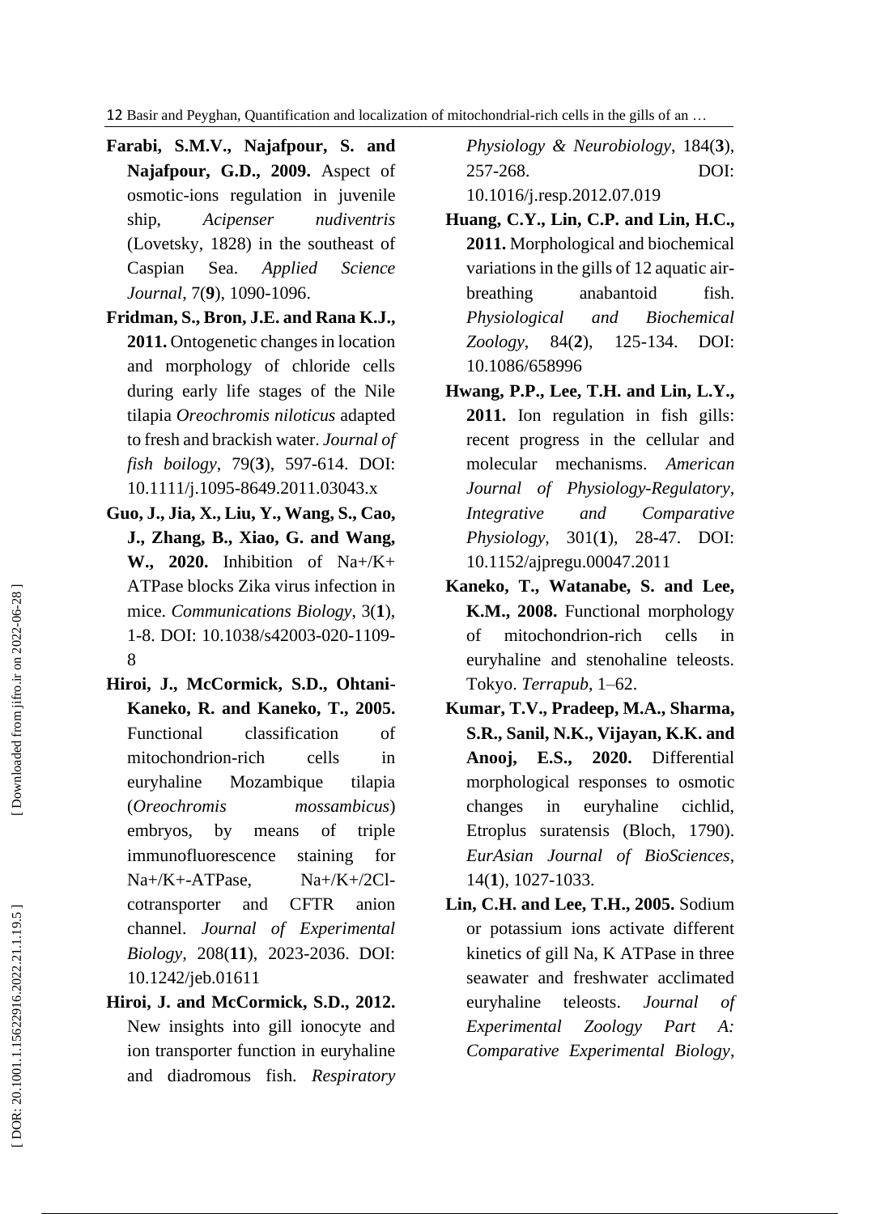**Farabi, S.M.V., Najafpour, S. and Najafpour, G.D., 2009.** Aspect of osmotic-ions regulation in juvenile ship, *Acipenser nudiventris* (Lovetsky, 1828) in the southeast of Caspian Sea. *Applied Science Journal*, 7(**9**), 1090-1096.

**Fridman, S., Bron, J.E. and Rana K.J., 2011.** Ontogenetic changes in location and morphology of chloride cells during early life stages of the Nile tilapia *Oreochromis niloticus* adapted to fresh and brackish water. *Journal of fish boilogy*, 79(**3**), 597-614. DOI: 10.1111/j.1095-8649.2011.03043.x

**Guo, J., Jia, X., Liu, Y., Wang, S., Cao, J., Zhang, B., Xiao, G. and Wang, W., 2020.** Inhibition of Na+/K+ ATPase blocks Zika virus infection in mice. *Communications Biology*, 3(**1**), 1-8. DOI: 10.1038/s42003-020-1109-8

**Hiroi, J., McCormick, S.D., Ohtani-Kaneko, R. and Kaneko, T., 2005.** Functional classification of mitochondrion-rich cells in euryhaline Mozambique tilapia (*Oreochromis mossambicus*) embryos, by means of triple immunofluorescence staining for Na+/K+-ATPase, Na+/K+/2Cl- cotransporter and CFTR anion channel. *Journal of Experimental Biology*, 208(**11**), 2023-2036. DOI: 10.1242/jeb.01611

**Hiroi, J. and McCormick, S.D., 2012.** New insights into gill ionocyte and ion transporter function in euryhaline and diadromous fish. *Respiratory Physiology & Neurobiology*, 184(**3**), 257-268. DOI: 10.1016/j.resp.2012.07.019

**Huang, C.Y., Lin, C.P. and Lin, H.C., 2011.** Morphological and biochemical variations in the gills of 12 aquatic air-breathing anabantoid fish. *Physiological and Biochemical Zoology*, 84(**2**), 125-134. DOI: 10.1086/658996

**Hwang, P.P., Lee, T.H. and Lin, L.Y., 2011.** Ion regulation in fish gills: recent progress in the cellular and molecular mechanisms. *American Journal of Physiology-Regulatory, Integrative and Comparative Physiology*, 301(**1**), 28-47. DOI: 10.1152/ajpregu.00047.2011

**Kaneko, T., Watanabe, S. and Lee, K.M., 2008.** Functional morphology of mitochondrion-rich cells in euryhaline and stenohaline teleosts. Tokyo. *Terrapub*, 1–62.

**Kumar, T.V., Pradeep, M.A., Sharma, S.R., Sanil, N.K., Vijayan, K.K. and Anooj, E.S., 2020.** Differential morphological responses to osmotic changes in euryhaline cichlid, Etroplus suratensis (Bloch, 1790). *EurAsian Journal of BioSciences*, 14(**1**), 1027-1033.

**Lin, C.H. and Lee, T.H., 2005.** Sodium or potassium ions activate different kinetics of gill Na, K ATPase in three seawater and freshwater acclimated euryhaline teleosts. *Journal of Experimental Zoology Part A: Comparative Experimental Biology*,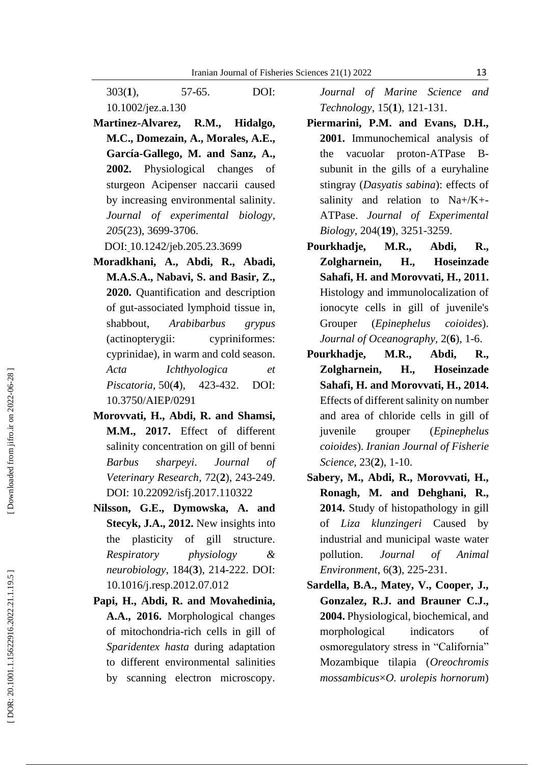303(**1**), 57-65. DOI: 10.1002/jez.a.130

**Martinez-Alvarez, R.M., Hidalgo, M.C., Domezain, A., Morales, A.E., García-Gallego, M. and Sanz, A., 2002.** Physiological changes of sturgeon Acipenser naccarii caused by increasing environmental salinity. *Journal of experimental biology*, *205*(23), 3699-3706. DOI: 10.1242/jeb.205.23.3699

**Moradkhani, A., Abdi, R., Abadi, M.A.S.A., Nabavi, S. and Basir, Z., 2020.** Quantification and description of gut-associated lymphoid tissue in, shabbout, *Arabibarbus grypus* (actinopterygii: cypriniformes: cyprinidae), in warm and cold season. *Acta Ichthyologica et Piscatoria*, 50(**4**), 423-432. DOI: 10.3750/AIEP/0291

**Morovvati, H., Abdi, R. and Shamsi, M.M., 2017.** Effect of different salinity concentration on gill of benni *Barbus sharpeyi*. *Journal of Veterinary Research*, 72(**2**), 243-249. DOI: 10.22092/isfj.2017.110322

**Nilsson, G.E., Dymowska, A. and Stecyk, J.A., 2012.** New insights into the plasticity of gill structure. *Respiratory physiology & neurobiology*, 184(**3**), 214-222. DOI: 10.1016/j.resp.2012.07.012

**Papi, H., Abdi, R. and Movahedinia, A.A., 2016.** Morphological changes of mitochondria-rich cells in gill of *Sparidentex hasta* during adaptation to different environmental salinities by scanning electron microscopy. *Journal of Marine Science and Technology*, 15(**1**), 121-131.

**Piermarini, P.M. and Evans, D.H., 2001.** Immunochemical analysis of the vacuolar proton-ATPase B-subunit in the gills of a euryhaline stingray (*Dasyatis sabina*): effects of salinity and relation to Na+/K+-ATPase. *Journal of Experimental Biology*, 204(**19**), 3251-3259.

**Pourkhadje, M.R., Abdi, R., Zolgharnein, H., Hoseinzade Sahafi, H. and Morovvati, H., 2011.** Histology and immunolocalization of ionocyte cells in gill of juvenile's Grouper (*Epinephelus coioides*). *Journal of Oceanography*, 2(**6**), 1-6.

**Pourkhadje, M.R., Abdi, R., Zolgharnein, H., Hoseinzade Sahafi, H. and Morovvati, H., 2014.** Effects of different salinity on number and area of chloride cells in gill of juvenile grouper (*Epinephelus coioides*). *Iranian Journal of Fisherie Science*, 23(**2**), 1-10.

**Sabery, M., Abdi, R., Morovvati, H., Ronagh, M. and Dehghani, R., 2014.** Study of histopathology in gill of *Liza klunzingeri* Caused by industrial and municipal waste water pollution. *Journal of Animal Environment*, 6(**3**), 225-231.

**Sardella, B.A., Matey, V., Cooper, J., Gonzalez, R.J. and Brauner C.J., 2004.** Physiological, biochemical, and morphological indicators of osmoregulatory stress in "California" Mozambique tilapia (*Oreochromis mossambicus*×*O. urolepis hornorum*)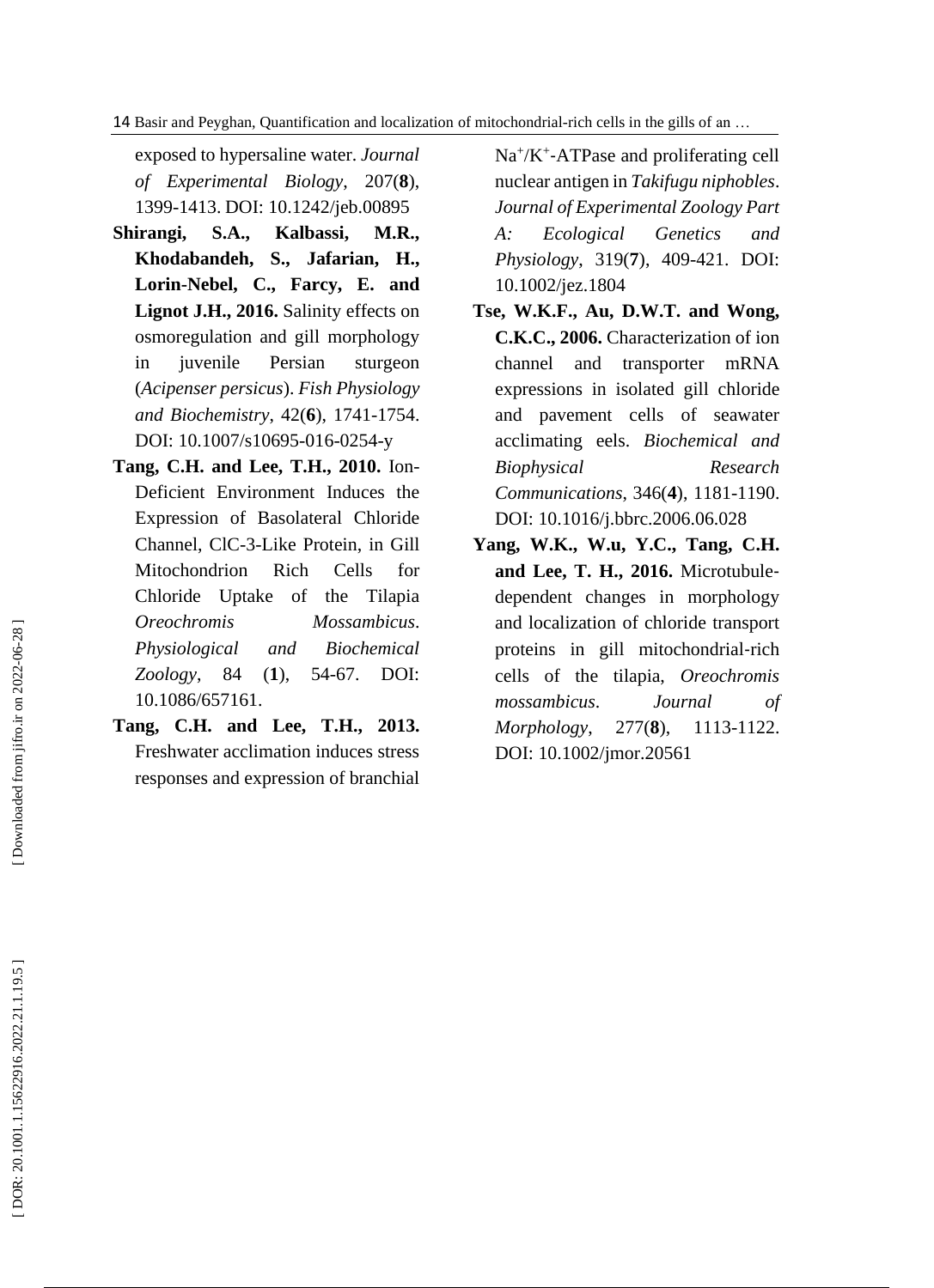exposed to hypersaline water. *Journal of Experimental Biology*, 207(**8**), 1399-1413. DOI: 10.1242/jeb.00895

**Shirangi, S.A., Kalbassi, M.R., Khodabandeh, S., Jafarian, H., Lorin-Nebel, C., Farcy, E. and Lignot J.H., 2016.** Salinity effects on osmoregulation and gill morphology in juvenile Persian sturgeon (*Acipenser persicus*). *Fish Physiology and Biochemistry*, 42(**6**), 1741-1754. DOI: 10.1007/s10695-016-0254-y

**Tang, C.H. and Lee, T.H., 2010.** Ion-Deficient Environment Induces the Expression of Basolateral Chloride Channel, ClC-3-Like Protein, in Gill Mitochondrion Rich Cells for Chloride Uptake of the Tilapia *Oreochromis Mossambicus*. *Physiological and Biochemical Zoology*, 84 (**1**), 54-67. DOI: 10.1086/657161.

**Tang, C.H. and Lee, T.H., 2013.** Freshwater acclimation induces stress responses and expression of branchial $Na^+/K^+$-ATPase and proliferating cell nuclear antigen in *Takifugu niphobles*. *Journal of Experimental Zoology Part A: Ecological Genetics and Physiology*, 319(**7**), 409-421. DOI: 10.1002/jez.1804

**Tse, W.K.F., Au, D.W.T. and Wong, C.K.C., 2006.** Characterization of ion channel and transporter mRNA expressions in isolated gill chloride and pavement cells of seawater acclimating eels. *Biochemical and Biophysical Research Communications*, 346(**4**), 1181-1190. DOI: 10.1016/j.bbrc.2006.06.028

**Yang, W.K., W.u, Y.C., Tang, C.H. and Lee, T. H., 2016.** Microtubule-dependent changes in morphology and localization of chloride transport proteins in gill mitochondrial-rich cells of the tilapia, *Oreochromis mossambicus*. *Journal of Morphology*, 277(**8**), 1113-1122. DOI: 10.1002/jmor.20561